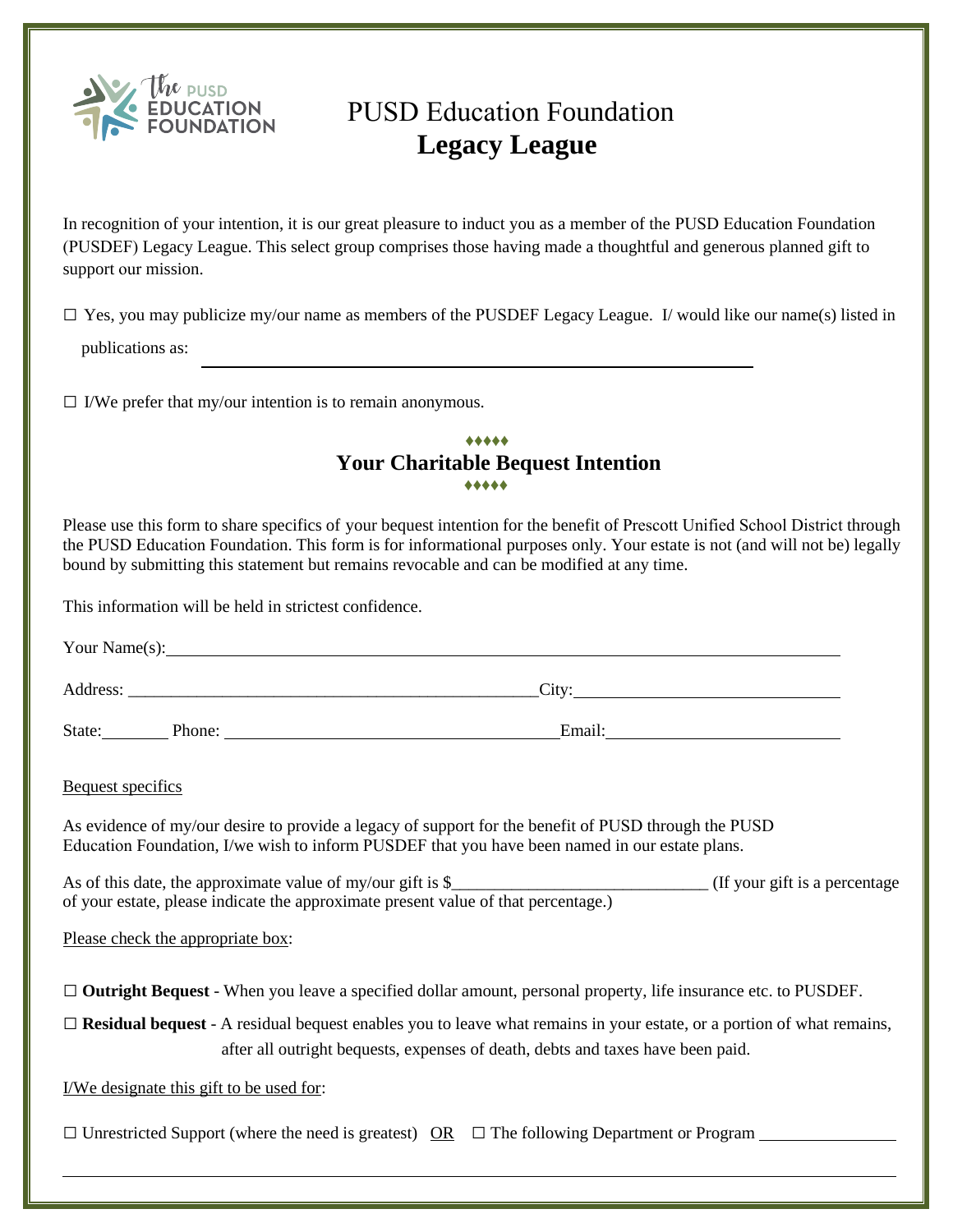# PUSD Education Foundation
## **Legacy League**

In recognition of your intention, it is our great pleasure to induct you as a member of the PUSD Education Foundation (PUSDEF) Legacy League. This select group comprises those having made a thoughtful and generous planned gift to support our mission.

☐ Yes, you may publicize my/our name as members of the PUSDEF Legacy League. I/ would like our name(s) listed in publications as: ____________________________________________

☐ I/We prefer that my/our intention is to remain anonymous.

♦♦♦♦♦

## Your Charitable Bequest Intention

♦♦♦♦♦

Please use this form to share specifics of your bequest intention for the benefit of Prescott Unified School District through the PUSD Education Foundation. This form is for informational purposes only. Your estate is not (and will not be) legally bound by submitting this statement but remains revocable and can be modified at any time.

This information will be held in strictest confidence.

Your Name(s):____________________________________________________________________

Address: _________________________________________City:____________________________

State:________ Phone: _________________________________Email:__________________________

Bequest specifics

As evidence of my/our desire to provide a legacy of support for the benefit of PUSD through the PUSD Education Foundation, I/we wish to inform PUSDEF that you have been named in our estate plans.

As of this date, the approximate value of my/our gift is $_____________________________ (If your gift is a percentage of your estate, please indicate the approximate present value of that percentage.)

Please check the appropriate box:

☐ **Outright Bequest** - When you leave a specified dollar amount, personal property, life insurance etc. to PUSDEF.

☐ **Residual bequest** - A residual bequest enables you to leave what remains in your estate, or a portion of what remains, after all outright bequests, expenses of death, debts and taxes have been paid.

I/We designate this gift to be used for:

☐ Unrestricted Support (where the need is greatest) OR ☐ The following Department or Program ______________

____________________________________________________________________________________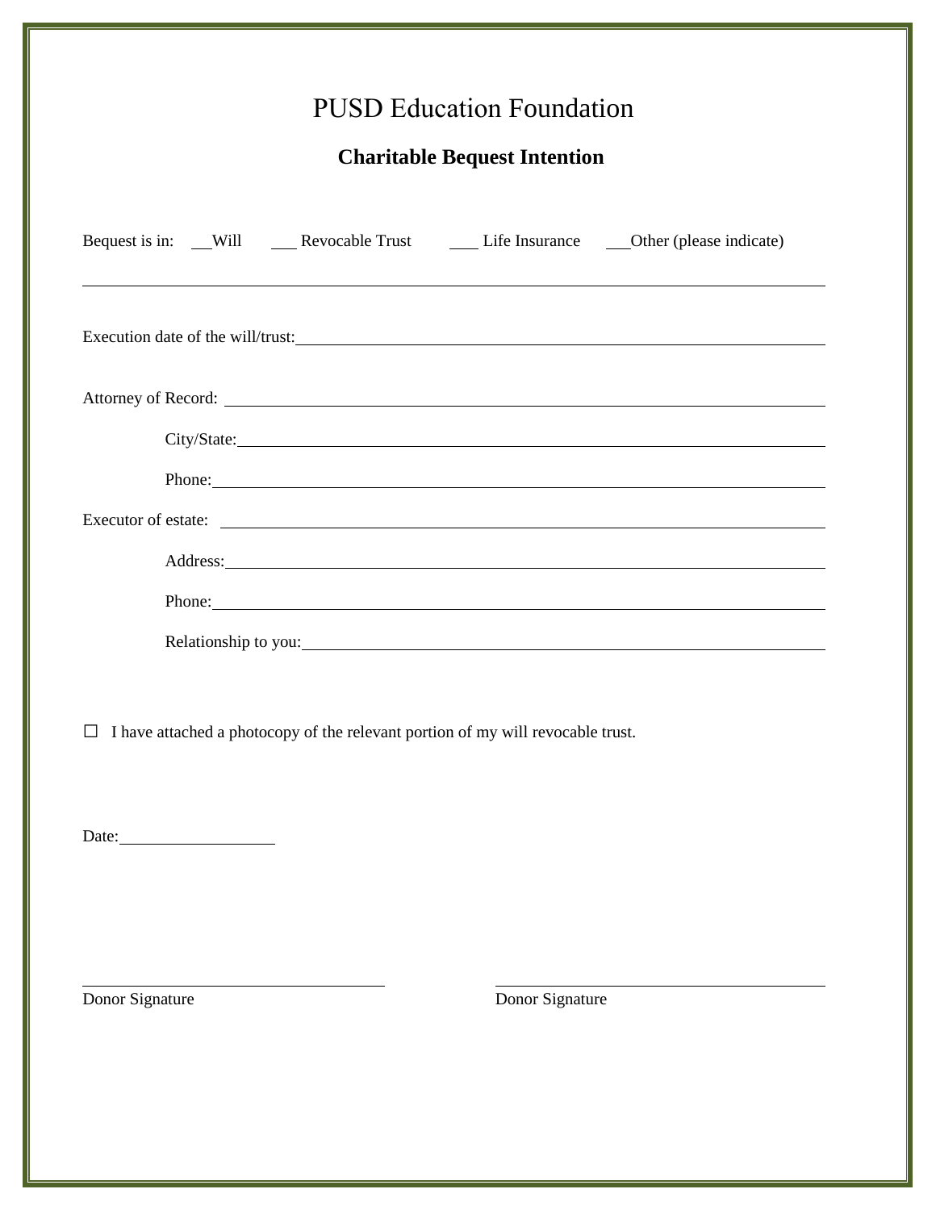# PUSD Education Foundation

## Charitable Bequest Intention

Bequest is in: \_\_Will \_\_\_ Revocable Trust \_\_\_ Life Insurance \_\_\_Other (please indicate)

\_\_\_\_\_\_\_\_\_\_\_\_\_\_\_\_\_\_\_\_\_\_\_\_\_\_\_\_\_\_\_\_\_\_\_\_\_\_\_\_\_\_\_\_\_\_\_\_\_\_\_\_\_\_\_\_\_\_\_\_\_\_\_\_\_\_\_\_\_\_

Execution date of the will/trust:\_\_\_\_\_\_\_\_\_\_\_\_\_\_\_\_\_\_\_\_\_\_\_\_\_\_\_\_\_\_\_\_\_\_\_\_\_\_\_\_\_\_\_\_\_\_\_\_

Attorney of Record: \_\_\_\_\_\_\_\_\_\_\_\_\_\_\_\_\_\_\_\_\_\_\_\_\_\_\_\_\_\_\_\_\_\_\_\_\_\_\_\_\_\_\_\_\_\_\_\_\_\_\_\_\_\_

City/State:\_\_\_\_\_\_\_\_\_\_\_\_\_\_\_\_\_\_\_\_\_\_\_\_\_\_\_\_\_\_\_\_\_\_\_\_\_\_\_\_\_\_\_\_\_\_\_\_\_\_\_\_\_\_\_\_

Phone:\_\_\_\_\_\_\_\_\_\_\_\_\_\_\_\_\_\_\_\_\_\_\_\_\_\_\_\_\_\_\_\_\_\_\_\_\_\_\_\_\_\_\_\_\_\_\_\_\_\_\_\_\_\_\_\_\_\_\_

Executor of estate: \_\_\_\_\_\_\_\_\_\_\_\_\_\_\_\_\_\_\_\_\_\_\_\_\_\_\_\_\_\_\_\_\_\_\_\_\_\_\_\_\_\_\_\_\_\_\_\_\_\_\_\_\_\_\_

Address:\_\_\_\_\_\_\_\_\_\_\_\_\_\_\_\_\_\_\_\_\_\_\_\_\_\_\_\_\_\_\_\_\_\_\_\_\_\_\_\_\_\_\_\_\_\_\_\_\_\_\_\_\_\_\_\_\_\_

Phone:\_\_\_\_\_\_\_\_\_\_\_\_\_\_\_\_\_\_\_\_\_\_\_\_\_\_\_\_\_\_\_\_\_\_\_\_\_\_\_\_\_\_\_\_\_\_\_\_\_\_\_\_\_\_\_\_\_\_\_

Relationship to you:\_\_\_\_\_\_\_\_\_\_\_\_\_\_\_\_\_\_\_\_\_\_\_\_\_\_\_\_\_\_\_\_\_\_\_\_\_\_\_\_\_\_\_\_\_\_\_\_\_\_

☐ I have attached a photocopy of the relevant portion of my will revocable trust.

Date:\_\_\_\_\_\_\_\_\_\_\_\_\_\_\_\_\_\_\_\_

\_\_\_\_\_\_\_\_\_\_\_\_\_\_\_\_\_\_\_\_\_\_\_\_\_\_\_\_\_\_\_\_\_\_\_\_  
Donor Signature

\_\_\_\_\_\_\_\_\_\_\_\_\_\_\_\_\_\_\_\_\_\_\_\_\_\_\_\_\_\_\_\_\_\_\_\_  
Donor Signature